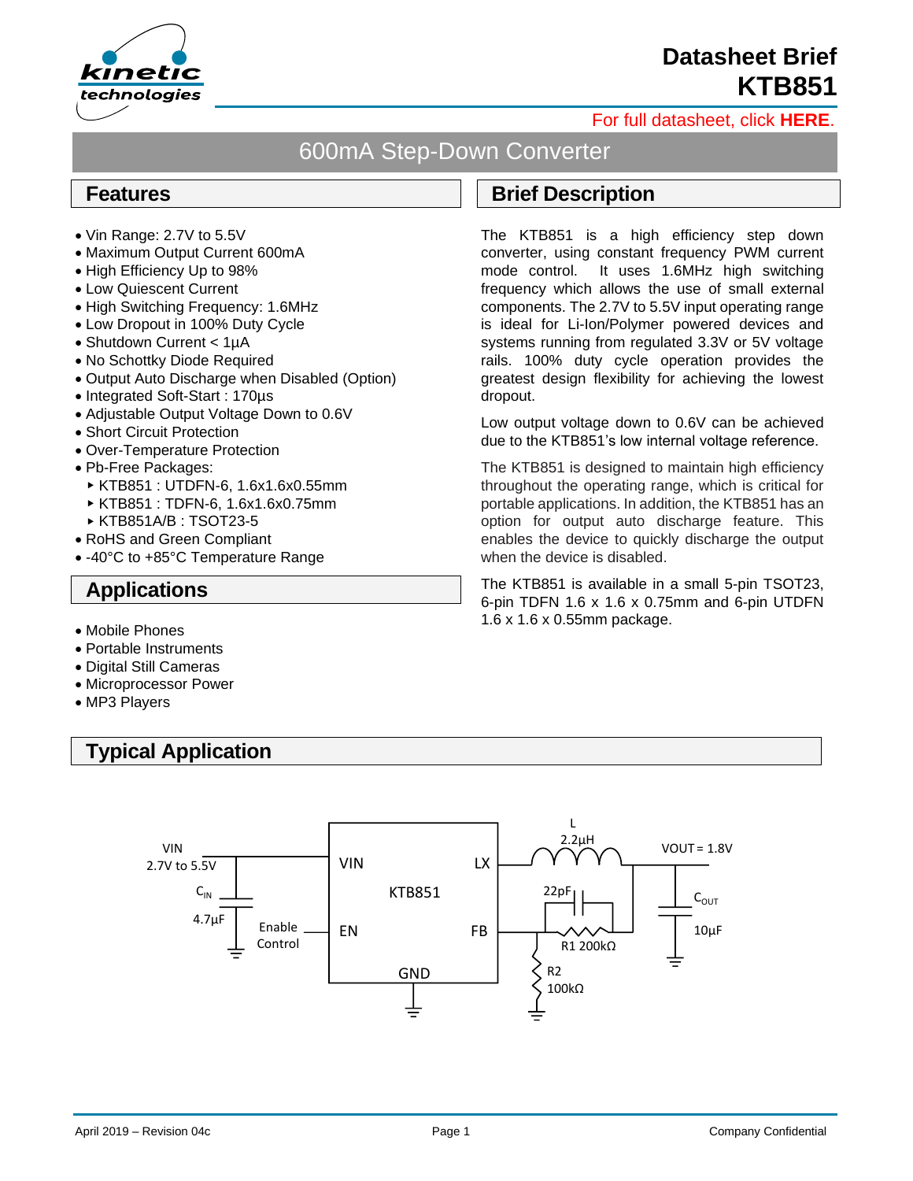# Datasheet Brief KTB851

For full datasheet, click **HERE**.

## 600mA Step-Down Converter

## Features

- Vin Range: 2.7V to 5.5V
- Maximum Output Current 600mA
- High Efficiency Up to 98%
- Low Quiescent Current
- High Switching Frequency: 1.6MHz
- Low Dropout in 100% Duty Cycle
- Shutdown Current < 1µA
- No Schottky Diode Required
- Output Auto Discharge when Disabled (Option)
- Integrated Soft-Start : 170µs
- Adjustable Output Voltage Down to 0.6V
- Short Circuit Protection
- Over-Temperature Protection
- Pb-Free Packages:
  - KTB851 : UTDFN-6, 1.6x1.6x0.55mm
  - KTB851 : TDFN-6, 1.6x1.6x0.75mm
  - KTB851A/B : TSOT23-5
- RoHS and Green Compliant
- -40°C to +85°C Temperature Range

## Applications

- Mobile Phones
- Portable Instruments
- Digital Still Cameras
- Microprocessor Power
- MP3 Players

## Brief Description

The KTB851 is a high efficiency step down converter, using constant frequency PWM current mode control. It uses 1.6MHz high switching frequency which allows the use of small external components. The 2.7V to 5.5V input operating range is ideal for Li-Ion/Polymer powered devices and systems running from regulated 3.3V or 5V voltage rails. 100% duty cycle operation provides the greatest design flexibility for achieving the lowest dropout.

Low output voltage down to 0.6V can be achieved due to the KTB851's low internal voltage reference.

The KTB851 is designed to maintain high efficiency throughout the operating range, which is critical for portable applications. In addition, the KTB851 has an option for output auto discharge feature. This enables the device to quickly discharge the output when the device is disabled.

The KTB851 is available in a small 5-pin TSOT23, 6-pin TDFN 1.6 x 1.6 x 0.75mm and 6-pin UTDFN 1.6 x 1.6 x 0.55mm package.

## Typical Application

VIN 2.7V to 5.5V; $C_{IN}$ 4.7µF; Enable Control; KTB851 (VIN, EN, GND, LX, FB); L 2.2µH; VOUT = 1.8V; $C_{OUT}$ 10µF; 22pF; R1 200kΩ; R2 100kΩ

April 2019 – Revision 04c | Company Confidential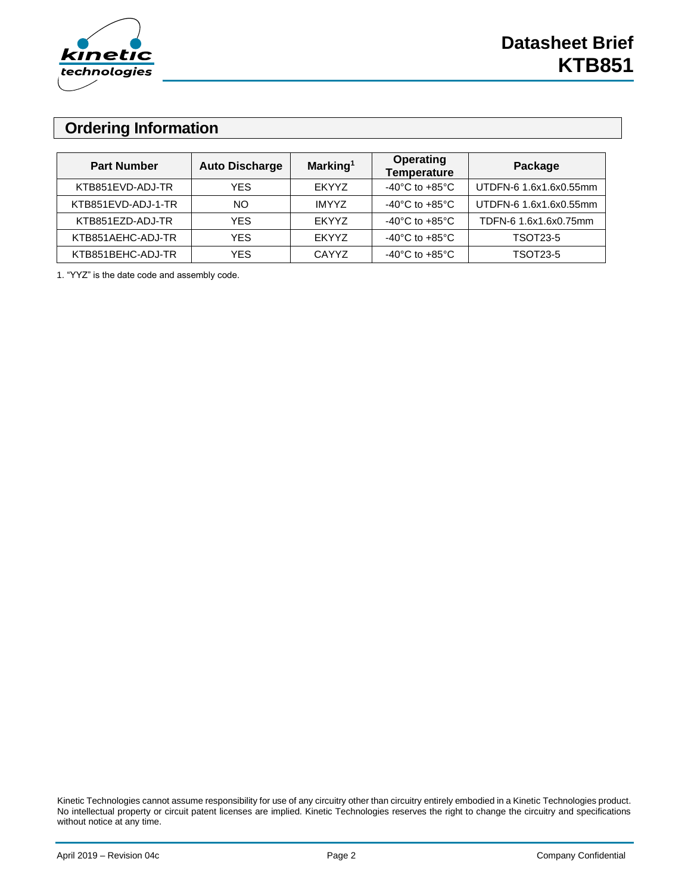## Ordering Information

| Part Number | Auto Discharge | Marking[1] | Operating Temperature | Package |
|---|---|---|---|---|
| KTB851EVD-ADJ-TR | YES | EKYYZ | -40°C to +85°C | UTDFN-6 1.6x1.6x0.55mm |
| KTB851EVD-ADJ-1-TR | NO | IMYYZ | -40°C to +85°C | UTDFN-6 1.6x1.6x0.55mm |
| KTB851EZD-ADJ-TR | YES | EKYYZ | -40°C to +85°C | TDFN-6 1.6x1.6x0.75mm |
| KTB851AEHC-ADJ-TR | YES | EKYYZ | -40°C to +85°C | TSOT23-5 |
| KTB851BEHC-ADJ-TR | YES | CAYYZ | -40°C to +85°C | TSOT23-5 |

1. "YYZ" is the date code and assembly code.

Kinetic Technologies cannot assume responsibility for use of any circuitry other than circuitry entirely embodied in a Kinetic Technologies product. No intellectual property or circuit patent licenses are implied. Kinetic Technologies reserves the right to change the circuitry and specifications without notice at any time.